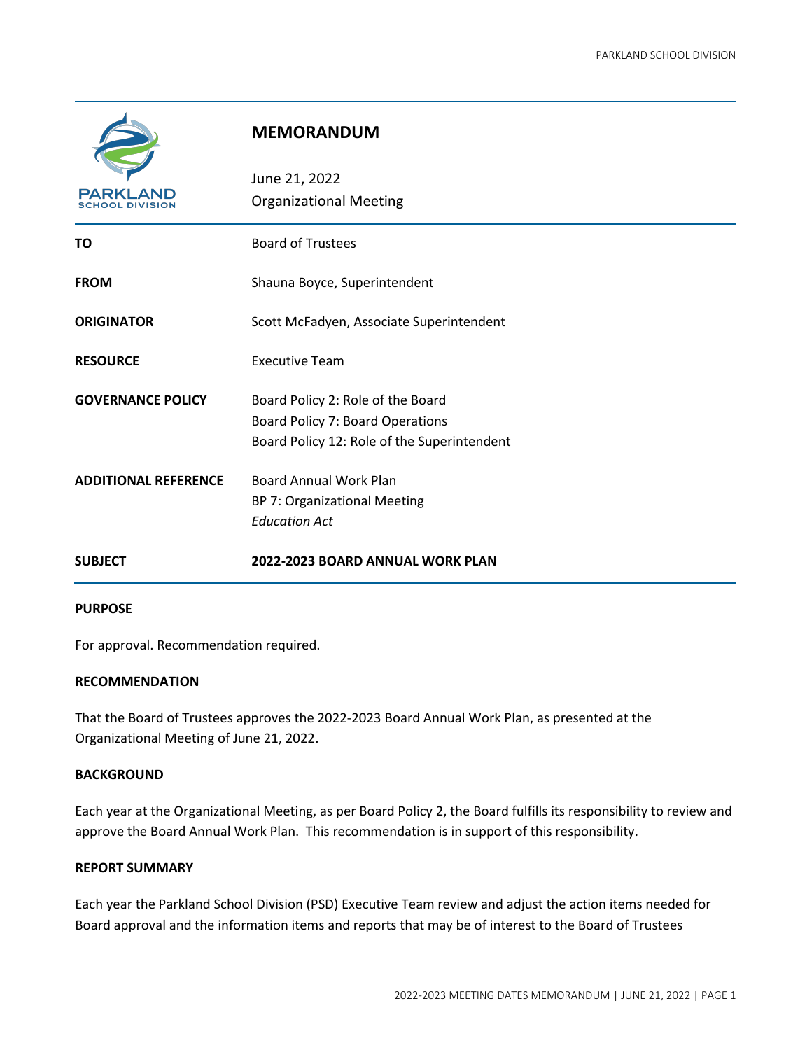# MEMORANDUM

June 21, 2022
Organizational Meeting

| | |
|---|---|
| **TO** | Board of Trustees |
| **FROM** | Shauna Boyce, Superintendent |
| **ORIGINATOR** | Scott McFadyen, Associate Superintendent |
| **RESOURCE** | Executive Team |
| **GOVERNANCE POLICY** | Board Policy 2: Role of the Board<br>Board Policy 7: Board Operations<br>Board Policy 12: Role of the Superintendent |
| **ADDITIONAL REFERENCE** | Board Annual Work Plan<br>BP 7: Organizational Meeting<br>*Education Act* |
| **SUBJECT** | **2022-2023 BOARD ANNUAL WORK PLAN** |

**PURPOSE**

For approval. Recommendation required.

**RECOMMENDATION**

That the Board of Trustees approves the 2022-2023 Board Annual Work Plan, as presented at the Organizational Meeting of June 21, 2022.

**BACKGROUND**

Each year at the Organizational Meeting, as per Board Policy 2, the Board fulfills its responsibility to review and approve the Board Annual Work Plan. This recommendation is in support of this responsibility.

**REPORT SUMMARY**

Each year the Parkland School Division (PSD) Executive Team review and adjust the action items needed for Board approval and the information items and reports that may be of interest to the Board of Trustees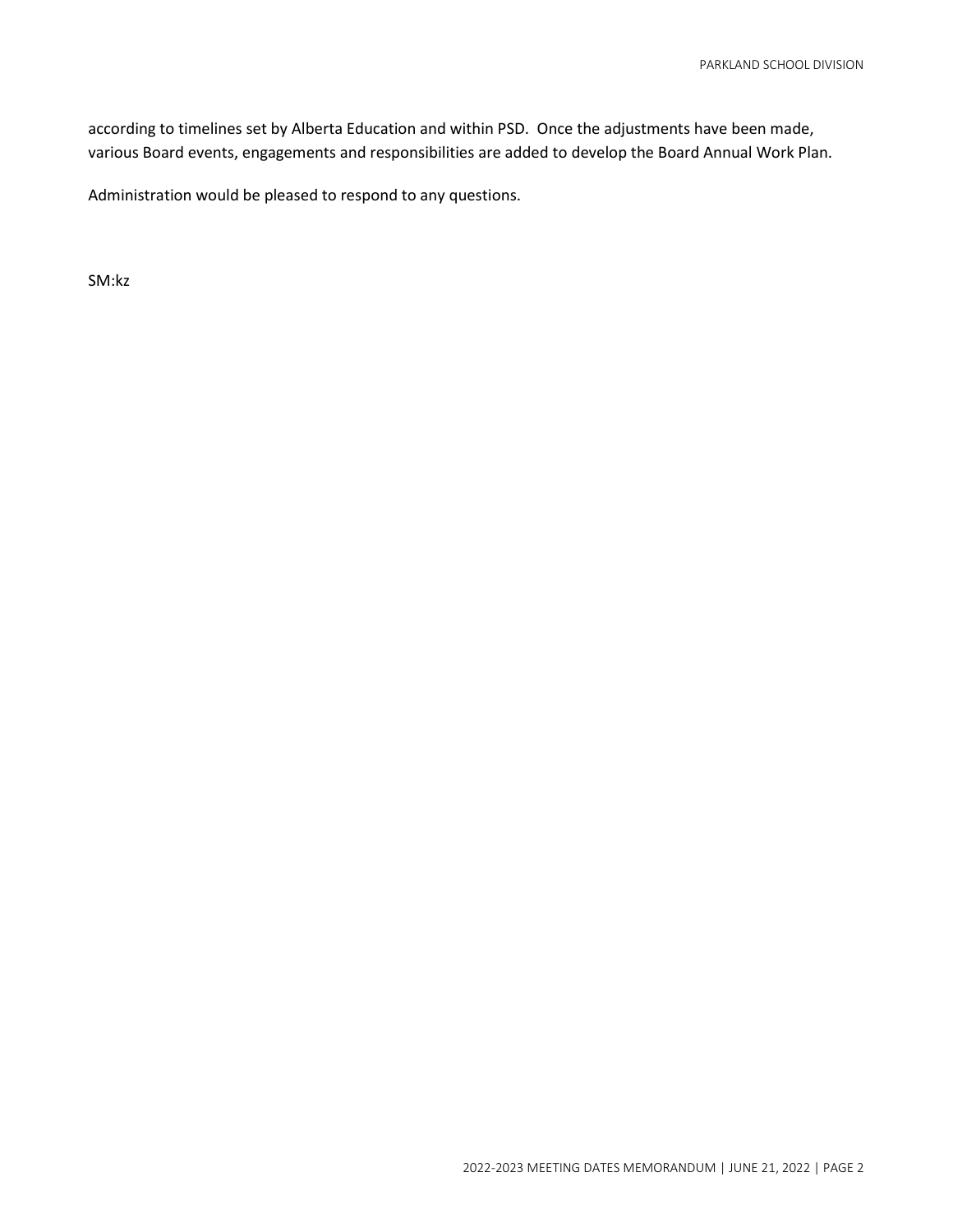according to timelines set by Alberta Education and within PSD. Once the adjustments have been made, various Board events, engagements and responsibilities are added to develop the Board Annual Work Plan.

Administration would be pleased to respond to any questions.

SM:kz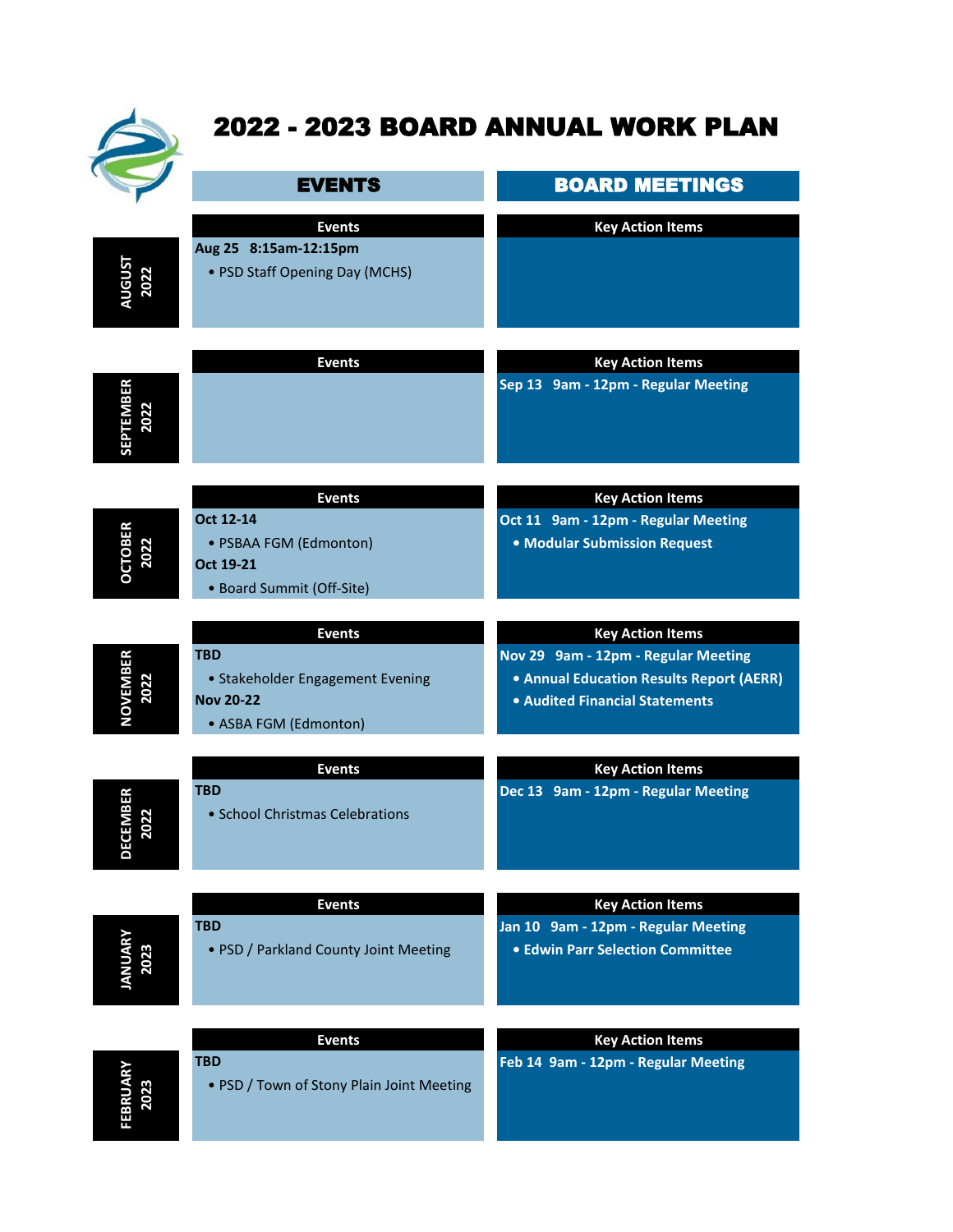# 2022 - 2023 BOARD ANNUAL WORK PLAN

| Month | EVENTS | BOARD MEETINGS |
|---|---|---|
| | **Events** | **Key Action Items** |
| **AUGUST 2022** | **Aug 25 8:15am-12:15pm**<br>• PSD Staff Opening Day (MCHS) | |
| **SEPTEMBER 2022** | | **Sep 13 9am - 12pm - Regular Meeting** |
| **OCTOBER 2022** | **Oct 12-14**<br>• PSBAA FGM (Edmonton)<br>**Oct 19-21**<br>• Board Summit (Off-Site) | **Oct 11 9am - 12pm - Regular Meeting**<br>• **Modular Submission Request** |
| **NOVEMBER 2022** | **TBD**<br>• Stakeholder Engagement Evening<br>**Nov 20-22**<br>• ASBA FGM (Edmonton) | **Nov 29 9am - 12pm - Regular Meeting**<br>• **Annual Education Results Report (AERR)**<br>• **Audited Financial Statements** |
| **DECEMBER 2022** | **TBD**<br>• School Christmas Celebrations | **Dec 13 9am - 12pm - Regular Meeting** |
| **JANUARY 2023** | **TBD**<br>• PSD / Parkland County Joint Meeting | **Jan 10 9am - 12pm - Regular Meeting**<br>• **Edwin Parr Selection Committee** |
| **FEBRUARY 2023** | **TBD**<br>• PSD / Town of Stony Plain Joint Meeting | **Feb 14 9am - 12pm - Regular Meeting** |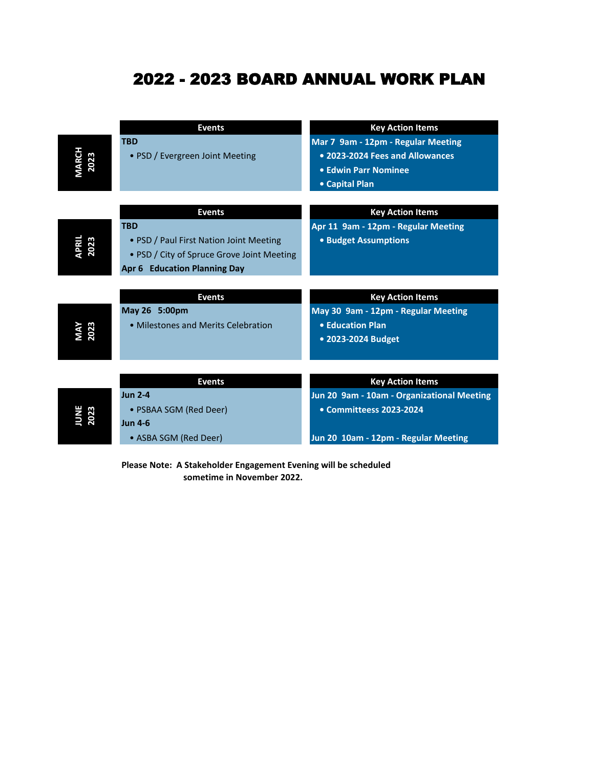# 2022 - 2023 BOARD ANNUAL WORK PLAN

| Month | Events | Key Action Items |
| --- | --- | --- |
| **MARCH 2023** | **TBD**<br>• PSD / Evergreen Joint Meeting | **Mar 7 9am - 12pm - Regular Meeting**<br>• **2023-2024 Fees and Allowances**<br>• **Edwin Parr Nominee**<br>• **Capital Plan** |
| **APRIL 2023** | **TBD**<br>• PSD / Paul First Nation Joint Meeting<br>• PSD / City of Spruce Grove Joint Meeting<br>**Apr 6 Education Planning Day** | **Apr 11 9am - 12pm - Regular Meeting**<br>• **Budget Assumptions** |
| **MAY 2023** | **May 26 5:00pm**<br>• Milestones and Merits Celebration | **May 30 9am - 12pm - Regular Meeting**<br>• **Education Plan**<br>• **2023-2024 Budget** |
| **JUNE 2023** | **Jun 2-4**<br>• PSBAA SGM (Red Deer)<br>**Jun 4-6**<br>• ASBA SGM (Red Deer) | **Jun 20 9am - 10am - Organizational Meeting**<br>• **Committeess 2023-2024**<br><br>**Jun 20 10am - 12pm - Regular Meeting** |

**Please Note: A Stakeholder Engagement Evening will be scheduled sometime in November 2022.**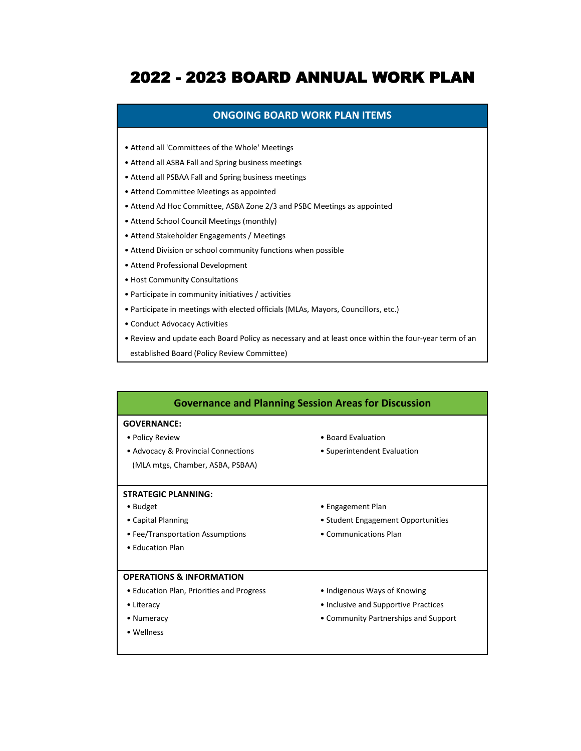# 2022 - 2023 BOARD ANNUAL WORK PLAN

## ONGOING BOARD WORK PLAN ITEMS

- Attend all 'Committees of the Whole' Meetings
- Attend all ASBA Fall and Spring business meetings
- Attend all PSBAA Fall and Spring business meetings
- Attend Committee Meetings as appointed
- Attend Ad Hoc Committee, ASBA Zone 2/3 and PSBC Meetings as appointed
- Attend School Council Meetings (monthly)
- Attend Stakeholder Engagements / Meetings
- Attend Division or school community functions when possible
- Attend Professional Development
- Host Community Consultations
- Participate in community initiatives / activities
- Participate in meetings with elected officials (MLAs, Mayors, Councillors, etc.)
- Conduct Advocacy Activities
- Review and update each Board Policy as necessary and at least once within the four-year term of an established Board (Policy Review Committee)

## Governance and Planning Session Areas for Discussion

**GOVERNANCE:**

- Policy Review
- Advocacy & Provincial Connections (MLA mtgs, Chamber, ASBA, PSBAA)
- Board Evaluation
- Superintendent Evaluation

**STRATEGIC PLANNING:**

- Budget
- Capital Planning
- Fee/Transportation Assumptions
- Education Plan
- Engagement Plan
- Student Engagement Opportunities
- Communications Plan

**OPERATIONS & INFORMATION**

- Education Plan, Priorities and Progress
- Literacy
- Numeracy
- Wellness
- Indigenous Ways of Knowing
- Inclusive and Supportive Practices
- Community Partnerships and Support